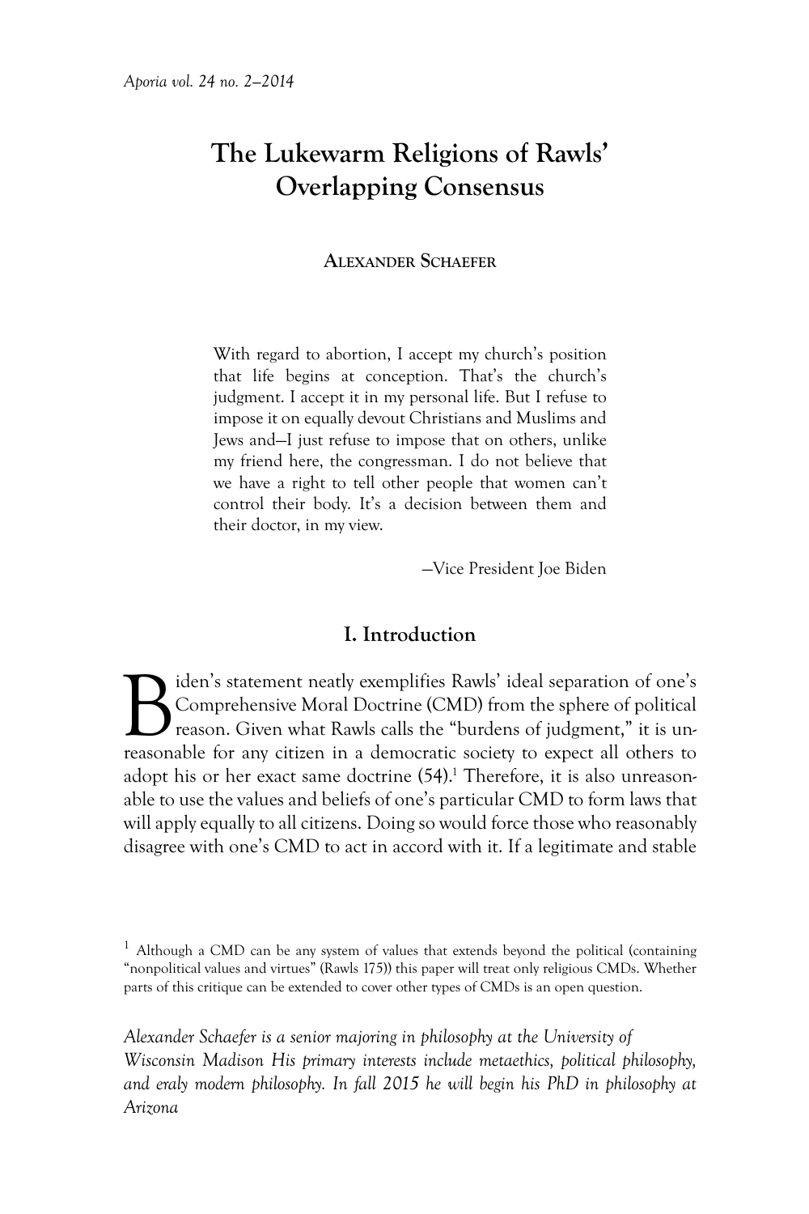# The Lukewarm Religions of Rawls' Overlapping Consensus

**Alexander Schaefer**

> With regard to abortion, I accept my church's position that life begins at conception. That's the church's judgment. I accept it in my personal life. But I refuse to impose it on equally devout Christians and Muslims and Jews and—I just refuse to impose that on others, unlike my friend here, the congressman. I do not believe that we have a right to tell other people that women can't control their body. It's a decision between them and their doctor, in my view.
>
> —Vice President Joe Biden

## I. Introduction

Biden's statement neatly exemplifies Rawls' ideal separation of one's Comprehensive Moral Doctrine (CMD) from the sphere of political reason. Given what Rawls calls the "burdens of judgment," it is unreasonable for any citizen in a democratic society to expect all others to adopt his or her exact same doctrine (54).[1] Therefore, it is also unreasonable to use the values and beliefs of one's particular CMD to form laws that will apply equally to all citizens. Doing so would force those who reasonably disagree with one's CMD to act in accord with it. If a legitimate and stable

[1] Although a CMD can be any system of values that extends beyond the political (containing "nonpolitical values and virtues" (Rawls 175)) this paper will treat only religious CMDs. Whether parts of this critique can be extended to cover other types of CMDs is an open question.

*Alexander Schaefer is a senior majoring in philosophy at the University of Wisconsin Madison His primary interests include metaethics, political philosophy, and eraly modern philosophy. In fall 2015 he will begin his PhD in philosophy at Arizona*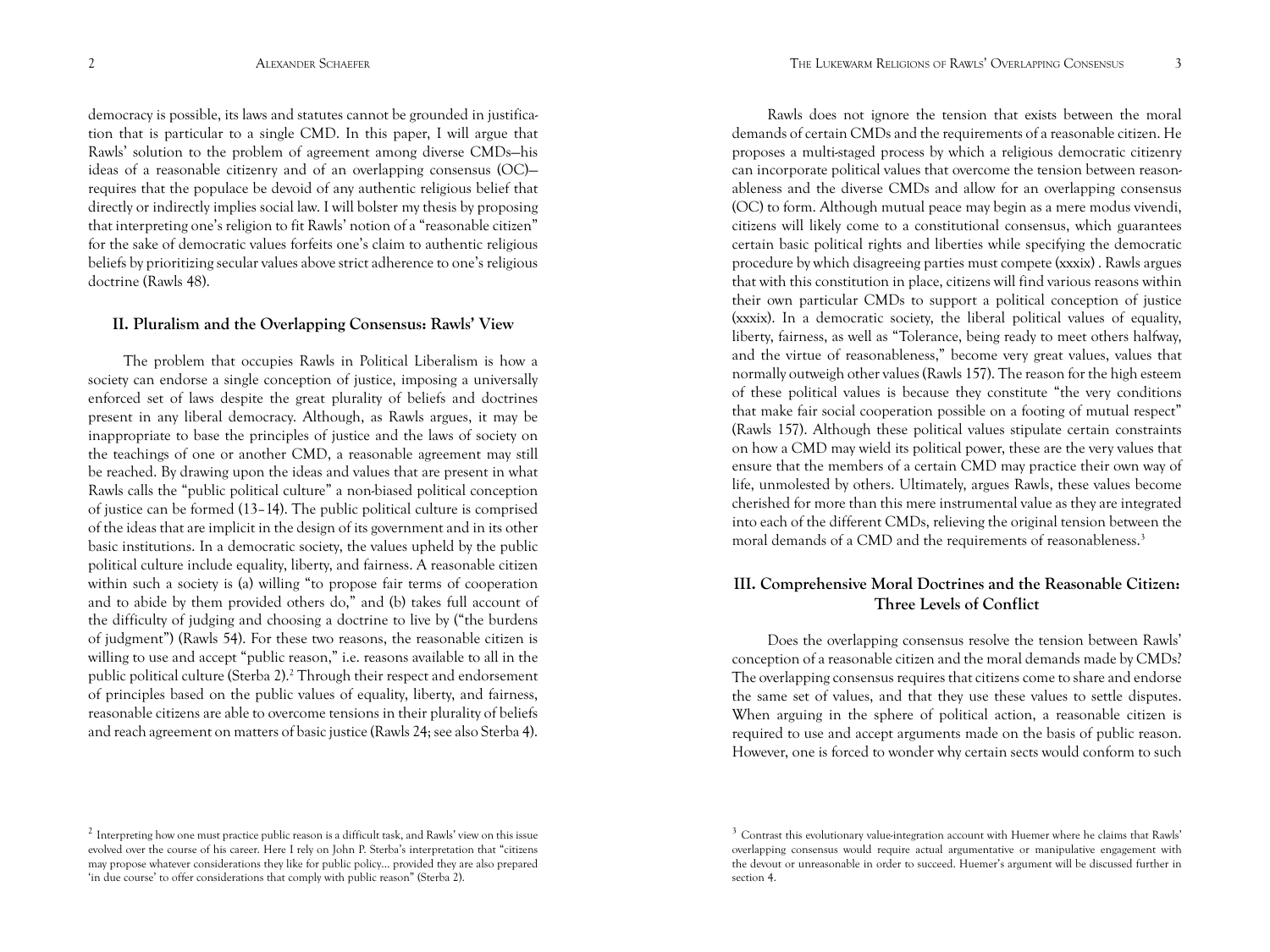democracy is possible, its laws and statutes cannot be grounded in justification that is particular to a single CMD. In this paper, I will argue that Rawls' solution to the problem of agreement among diverse CMDs—his ideas of a reasonable citizenry and of an overlapping consensus (OC)—requires that the populace be devoid of any authentic religious belief that directly or indirectly implies social law. I will bolster my thesis by proposing that interpreting one's religion to fit Rawls' notion of a "reasonable citizen" for the sake of democratic values forfeits one's claim to authentic religious beliefs by prioritizing secular values above strict adherence to one's religious doctrine (Rawls 48).

## II. Pluralism and the Overlapping Consensus: Rawls' View

The problem that occupies Rawls in Political Liberalism is how a society can endorse a single conception of justice, imposing a universally enforced set of laws despite the great plurality of beliefs and doctrines present in any liberal democracy. Although, as Rawls argues, it may be inappropriate to base the principles of justice and the laws of society on the teachings of one or another CMD, a reasonable agreement may still be reached. By drawing upon the ideas and values that are present in what Rawls calls the "public political culture" a non-biased political conception of justice can be formed (13–14). The public political culture is comprised of the ideas that are implicit in the design of its government and in its other basic institutions. In a democratic society, the values upheld by the public political culture include equality, liberty, and fairness. A reasonable citizen within such a society is (a) willing "to propose fair terms of cooperation and to abide by them provided others do," and (b) takes full account of the difficulty of judging and choosing a doctrine to live by ("the burdens of judgment") (Rawls 54). For these two reasons, the reasonable citizen is willing to use and accept "public reason," i.e. reasons available to all in the public political culture (Sterba 2).[2] Through their respect and endorsement of principles based on the public values of equality, liberty, and fairness, reasonable citizens are able to overcome tensions in their plurality of beliefs and reach agreement on matters of basic justice (Rawls 24; see also Sterba 4).

Rawls does not ignore the tension that exists between the moral demands of certain CMDs and the requirements of a reasonable citizen. He proposes a multi-staged process by which a religious democratic citizenry can incorporate political values that overcome the tension between reasonableness and the diverse CMDs and allow for an overlapping consensus (OC) to form. Although mutual peace may begin as a mere modus vivendi, citizens will likely come to a constitutional consensus, which guarantees certain basic political rights and liberties while specifying the democratic procedure by which disagreeing parties must compete (xxxix) . Rawls argues that with this constitution in place, citizens will find various reasons within their own particular CMDs to support a political conception of justice (xxxix). In a democratic society, the liberal political values of equality, liberty, fairness, as well as "Tolerance, being ready to meet others halfway, and the virtue of reasonableness," become very great values, values that normally outweigh other values (Rawls 157). The reason for the high esteem of these political values is because they constitute "the very conditions that make fair social cooperation possible on a footing of mutual respect" (Rawls 157). Although these political values stipulate certain constraints on how a CMD may wield its political power, these are the very values that ensure that the members of a certain CMD may practice their own way of life, unmolested by others. Ultimately, argues Rawls, these values become cherished for more than this mere instrumental value as they are integrated into each of the different CMDs, relieving the original tension between the moral demands of a CMD and the requirements of reasonableness.[3]

## III. Comprehensive Moral Doctrines and the Reasonable Citizen: Three Levels of Conflict

Does the overlapping consensus resolve the tension between Rawls' conception of a reasonable citizen and the moral demands made by CMDs? The overlapping consensus requires that citizens come to share and endorse the same set of values, and that they use these values to settle disputes. When arguing in the sphere of political action, a reasonable citizen is required to use and accept arguments made on the basis of public reason. However, one is forced to wonder why certain sects would conform to such

[2] Interpreting how one must practice public reason is a difficult task, and Rawls' view on this issue evolved over the course of his career. Here I rely on John P. Sterba's interpretation that "citizens may propose whatever considerations they like for public policy… provided they are also prepared 'in due course' to offer considerations that comply with public reason" (Sterba 2).

[3] Contrast this evolutionary value-integration account with Huemer where he claims that Rawls' overlapping consensus would require actual argumentative or manipulative engagement with the devout or unreasonable in order to succeed. Huemer's argument will be discussed further in section 4.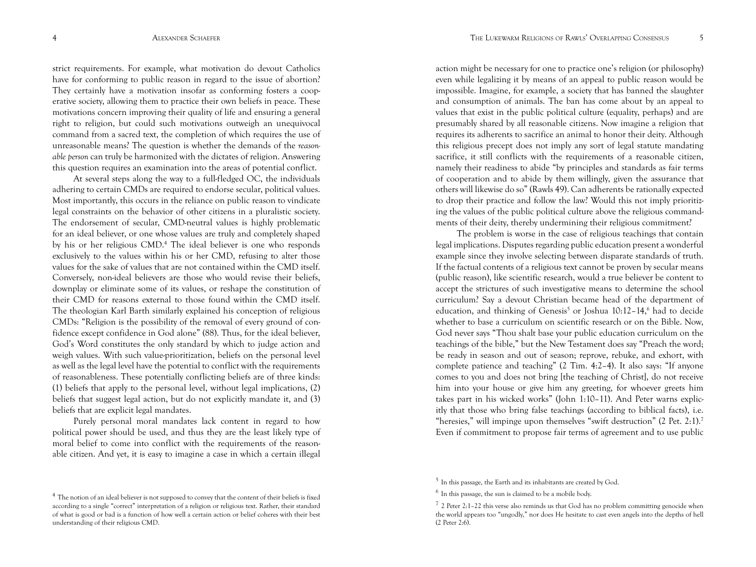strict requirements. For example, what motivation do devout Catholics have for conforming to public reason in regard to the issue of abortion? They certainly have a motivation insofar as conforming fosters a cooperative society, allowing them to practice their own beliefs in peace. These motivations concern improving their quality of life and ensuring a general right to religion, but could such motivations outweigh an unequivocal command from a sacred text, the completion of which requires the use of unreasonable means? The question is whether the demands of the *reasonable person* can truly be harmonized with the dictates of religion. Answering this question requires an examination into the areas of potential conflict.

At several steps along the way to a full-fledged OC, the individuals adhering to certain CMDs are required to endorse secular, political values. Most importantly, this occurs in the reliance on public reason to vindicate legal constraints on the behavior of other citizens in a pluralistic society. The endorsement of secular, CMD-neutral values is highly problematic for an ideal believer, or one whose values are truly and completely shaped by his or her religious CMD.[4] The ideal believer is one who responds exclusively to the values within his or her CMD, refusing to alter those values for the sake of values that are not contained within the CMD itself. Conversely, non-ideal believers are those who would revise their beliefs, downplay or eliminate some of its values, or reshape the constitution of their CMD for reasons external to those found within the CMD itself. The theologian Karl Barth similarly explained his conception of religious CMDs: "Religion is the possibility of the removal of every ground of confidence except confidence in God alone" (88). Thus, for the ideal believer, God's Word constitutes the only standard by which to judge action and weigh values. With such value-prioritization, beliefs on the personal level as well as the legal level have the potential to conflict with the requirements of reasonableness. These potentially conflicting beliefs are of three kinds: (1) beliefs that apply to the personal level, without legal implications, (2) beliefs that suggest legal action, but do not explicitly mandate it, and (3) beliefs that are explicit legal mandates.

Purely personal moral mandates lack content in regard to how political power should be used, and thus they are the least likely type of moral belief to come into conflict with the requirements of the reasonable citizen. And yet, it is easy to imagine a case in which a certain illegal action might be necessary for one to practice one's religion (or philosophy) even while legalizing it by means of an appeal to public reason would be impossible. Imagine, for example, a society that has banned the slaughter and consumption of animals. The ban has come about by an appeal to values that exist in the public political culture (equality, perhaps) and are presumably shared by all reasonable citizens. Now imagine a religion that requires its adherents to sacrifice an animal to honor their deity. Although this religious precept does not imply any sort of legal statute mandating sacrifice, it still conflicts with the requirements of a reasonable citizen, namely their readiness to abide "by principles and standards as fair terms of cooperation and to abide by them willingly, given the assurance that others will likewise do so" (Rawls 49). Can adherents be rationally expected to drop their practice and follow the law? Would this not imply prioritizing the values of the public political culture above the religious commandments of their deity, thereby undermining their religious commitment?

The problem is worse in the case of religious teachings that contain legal implications. Disputes regarding public education present a wonderful example since they involve selecting between disparate standards of truth. If the factual contents of a religious text cannot be proven by secular means (public reason), like scientific research, would a true believer be content to accept the strictures of such investigative means to determine the school curriculum? Say a devout Christian became head of the department of education, and thinking of Genesis[5] or Joshua 10:12–14,[6] had to decide whether to base a curriculum on scientific research or on the Bible. Now, God never says "Thou shalt base your public education curriculum on the teachings of the bible," but the New Testament does say "Preach the word; be ready in season and out of season; reprove, rebuke, and exhort, with complete patience and teaching" (2 Tim. 4:2–4). It also says: "If anyone comes to you and does not bring [the teaching of Christ], do not receive him into your house or give him any greeting, for whoever greets him takes part in his wicked works" (John 1:10–11). And Peter warns explicitly that those who bring false teachings (according to biblical facts), i.e. "heresies," will impinge upon themselves "swift destruction" (2 Pet. 2:1).[7] Even if commitment to propose fair terms of agreement and to use public

---

[4] The notion of an ideal believer is not supposed to convey that the content of their beliefs is fixed according to a single "correct" interpretation of a religion or religious text. Rather, their standard of what is good or bad is a function of how well a certain action or belief coheres with their best understanding of their religious CMD.

[5] In this passage, the Earth and its inhabitants are created by God.

[6] In this passage, the sun is claimed to be a mobile body.

[7] 2 Peter 2:1–22 this verse also reminds us that God has no problem committing genocide when the world appears too "ungodly," nor does He hesitate to cast even angels into the depths of hell (2 Peter 2:6).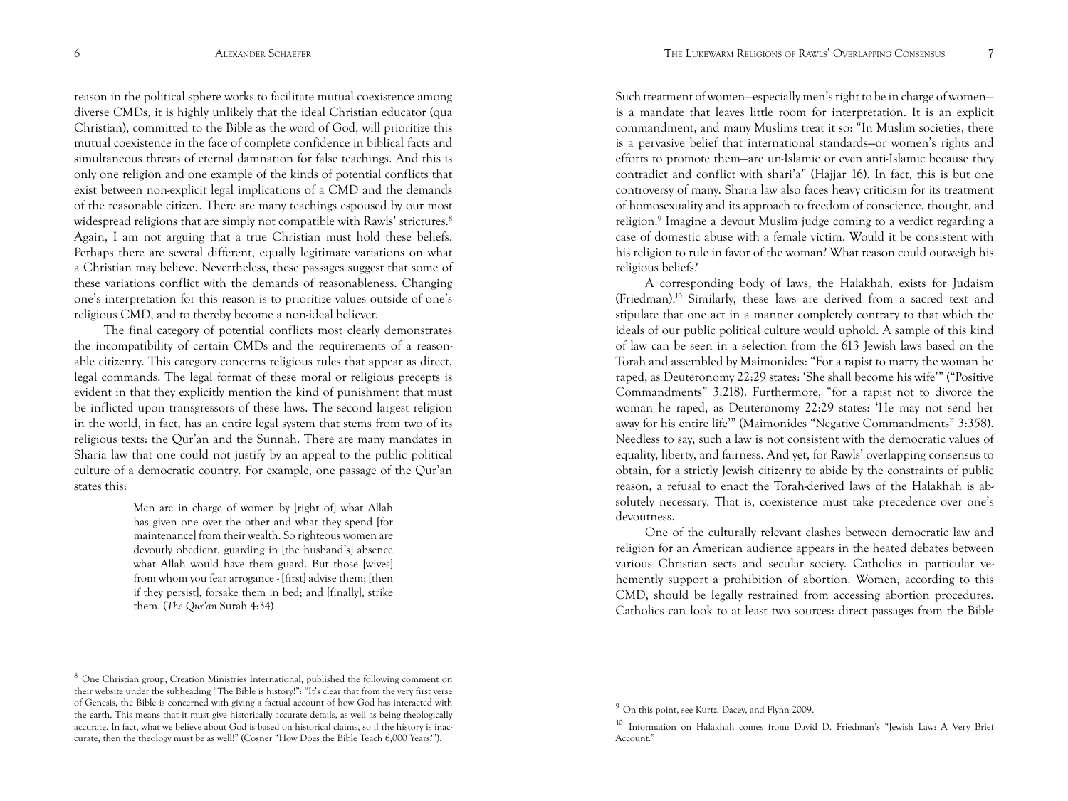reason in the political sphere works to facilitate mutual coexistence among diverse CMDs, it is highly unlikely that the ideal Christian educator (qua Christian), committed to the Bible as the word of God, will prioritize this mutual coexistence in the face of complete confidence in biblical facts and simultaneous threats of eternal damnation for false teachings. And this is only one religion and one example of the kinds of potential conflicts that exist between non-explicit legal implications of a CMD and the demands of the reasonable citizen. There are many teachings espoused by our most widespread religions that are simply not compatible with Rawls' strictures.[8] Again, I am not arguing that a true Christian must hold these beliefs. Perhaps there are several different, equally legitimate variations on what a Christian may believe. Nevertheless, these passages suggest that some of these variations conflict with the demands of reasonableness. Changing one's interpretation for this reason is to prioritize values outside of one's religious CMD, and to thereby become a non-ideal believer.

The final category of potential conflicts most clearly demonstrates the incompatibility of certain CMDs and the requirements of a reasonable citizenry. This category concerns religious rules that appear as direct, legal commands. The legal format of these moral or religious precepts is evident in that they explicitly mention the kind of punishment that must be inflicted upon transgressors of these laws. The second largest religion in the world, in fact, has an entire legal system that stems from two of its religious texts: the Qur'an and the Sunnah. There are many mandates in Sharia law that one could not justify by an appeal to the public political culture of a democratic country. For example, one passage of the Qur'an states this:

> Men are in charge of women by [right of] what Allah has given one over the other and what they spend [for maintenance] from their wealth. So righteous women are devoutly obedient, guarding in [the husband's] absence what Allah would have them guard. But those [wives] from whom you fear arrogance - [first] advise them; [then if they persist], forsake them in bed; and [finally], strike them. (*The Qur'an* Surah 4:34)

Such treatment of women—especially men's right to be in charge of women—is a mandate that leaves little room for interpretation. It is an explicit commandment, and many Muslims treat it so: "In Muslim societies, there is a pervasive belief that international standards—or women's rights and efforts to promote them—are un-Islamic or even anti-Islamic because they contradict and conflict with shari'a" (Hajjar 16). In fact, this is but one controversy of many. Sharia law also faces heavy criticism for its treatment of homosexuality and its approach to freedom of conscience, thought, and religion.[9] Imagine a devout Muslim judge coming to a verdict regarding a case of domestic abuse with a female victim. Would it be consistent with his religion to rule in favor of the woman? What reason could outweigh his religious beliefs?

A corresponding body of laws, the Halakhah, exists for Judaism (Friedman).[10] Similarly, these laws are derived from a sacred text and stipulate that one act in a manner completely contrary to that which the ideals of our public political culture would uphold. A sample of this kind of law can be seen in a selection from the 613 Jewish laws based on the Torah and assembled by Maimonides: "For a rapist to marry the woman he raped, as Deuteronomy 22:29 states: 'She shall become his wife'" ("Positive Commandments" 3:218). Furthermore, "for a rapist not to divorce the woman he raped, as Deuteronomy 22:29 states: 'He may not send her away for his entire life'" (Maimonides "Negative Commandments" 3:358). Needless to say, such a law is not consistent with the democratic values of equality, liberty, and fairness. And yet, for Rawls' overlapping consensus to obtain, for a strictly Jewish citizenry to abide by the constraints of public reason, a refusal to enact the Torah-derived laws of the Halakhah is absolutely necessary. That is, coexistence must take precedence over one's devoutness.

One of the culturally relevant clashes between democratic law and religion for an American audience appears in the heated debates between various Christian sects and secular society. Catholics in particular vehemently support a prohibition of abortion. Women, according to this CMD, should be legally restrained from accessing abortion procedures. Catholics can look to at least two sources: direct passages from the Bible

---

[8] One Christian group, Creation Ministries International, published the following comment on their website under the subheading "The Bible is history!": "It's clear that from the very first verse of Genesis, the Bible is concerned with giving a factual account of how God has interacted with the earth. This means that it must give historically accurate details, as well as being theologically accurate. In fact, what we believe about God is based on historical claims, so if the history is inaccurate, then the theology must be as well!" (Cosner "How Does the Bible Teach 6,000 Years?").

[9] On this point, see Kurtz, Dacey, and Flynn 2009.

[10] Information on Halakhah comes from: David D. Friedman's "Jewish Law: A Very Brief Account."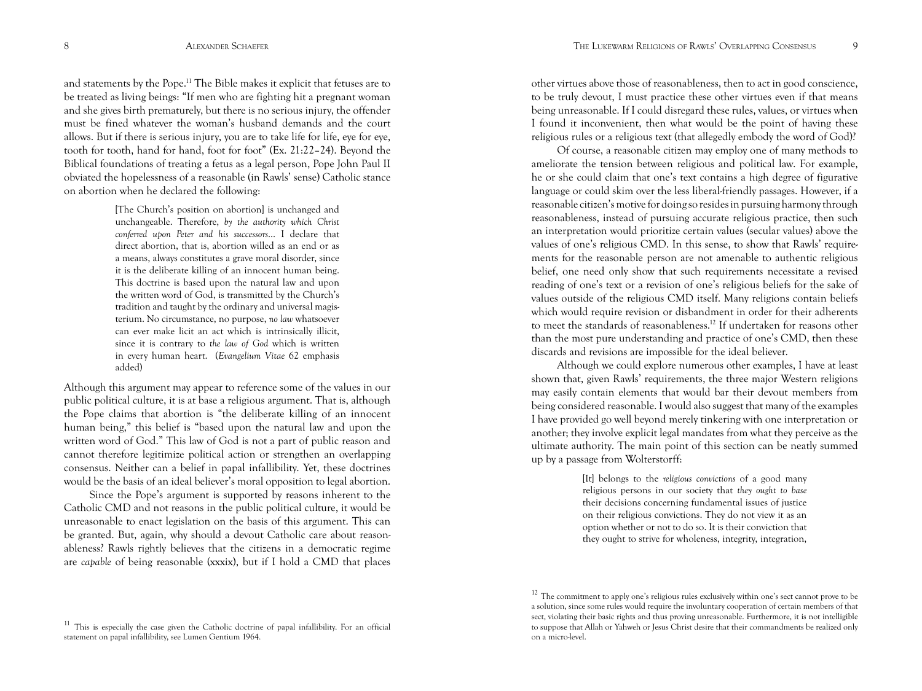and statements by the Pope.[11] The Bible makes it explicit that fetuses are to be treated as living beings: "If men who are fighting hit a pregnant woman and she gives birth prematurely, but there is no serious injury, the offender must be fined whatever the woman's husband demands and the court allows. But if there is serious injury, you are to take life for life, eye for eye, tooth for tooth, hand for hand, foot for foot" (Ex. 21:22–24). Beyond the Biblical foundations of treating a fetus as a legal person, Pope John Paul II obviated the hopelessness of a reasonable (in Rawls' sense) Catholic stance on abortion when he declared the following:

> [The Church's position on abortion] is unchanged and unchangeable. Therefore, *by the authority which Christ conferred upon Peter and his successors*... I declare that direct abortion, that is, abortion willed as an end or as a means, always constitutes a grave moral disorder, since it is the deliberate killing of an innocent human being. This doctrine is based upon the natural law and upon the written word of God, is transmitted by the Church's tradition and taught by the ordinary and universal magisterium. No circumstance, no purpose, *no law* whatsoever can ever make licit an act which is intrinsically illicit, since it is contrary to *the law of God* which is written in every human heart. (*Evangelium Vitae* 62 emphasis added)

Although this argument may appear to reference some of the values in our public political culture, it is at base a religious argument. That is, although the Pope claims that abortion is "the deliberate killing of an innocent human being," this belief is "based upon the natural law and upon the written word of God." This law of God is not a part of public reason and cannot therefore legitimize political action or strengthen an overlapping consensus. Neither can a belief in papal infallibility. Yet, these doctrines would be the basis of an ideal believer's moral opposition to legal abortion.

Since the Pope's argument is supported by reasons inherent to the Catholic CMD and not reasons in the public political culture, it would be unreasonable to enact legislation on the basis of this argument. This can be granted. But, again, why should a devout Catholic care about reasonableness? Rawls rightly believes that the citizens in a democratic regime are *capable* of being reasonable (xxxix), but if I hold a CMD that places other virtues above those of reasonableness, then to act in good conscience, to be truly devout, I must practice these other virtues even if that means being unreasonable. If I could disregard these rules, values, or virtues when I found it inconvenient, then what would be the point of having these religious rules or a religious text (that allegedly embody the word of God)?

Of course, a reasonable citizen may employ one of many methods to ameliorate the tension between religious and political law. For example, he or she could claim that one's text contains a high degree of figurative language or could skim over the less liberal-friendly passages. However, if a reasonable citizen's motive for doing so resides in pursuing harmony through reasonableness, instead of pursuing accurate religious practice, then such an interpretation would prioritize certain values (secular values) above the values of one's religious CMD. In this sense, to show that Rawls' requirements for the reasonable person are not amenable to authentic religious belief, one need only show that such requirements necessitate a revised reading of one's text or a revision of one's religious beliefs for the sake of values outside of the religious CMD itself. Many religions contain beliefs which would require revision or disbandment in order for their adherents to meet the standards of reasonableness.[12] If undertaken for reasons other than the most pure understanding and practice of one's CMD, then these discards and revisions are impossible for the ideal believer.

Although we could explore numerous other examples, I have at least shown that, given Rawls' requirements, the three major Western religions may easily contain elements that would bar their devout members from being considered reasonable. I would also suggest that many of the examples I have provided go well beyond merely tinkering with one interpretation or another; they involve explicit legal mandates from what they perceive as the ultimate authority. The main point of this section can be neatly summed up by a passage from Wolterstorff:

> [It] belongs to the *religious convictions* of a good many religious persons in our society that *they ought to base* their decisions concerning fundamental issues of justice on their religious convictions. They do not view it as an option whether or not to do so. It is their conviction that they ought to strive for wholeness, integrity, integration,

[11] This is especially the case given the Catholic doctrine of papal infallibility. For an official statement on papal infallibility, see Lumen Gentium 1964.

[12] The commitment to apply one's religious rules exclusively within one's sect cannot prove to be a solution, since some rules would require the involuntary cooperation of certain members of that sect, violating their basic rights and thus proving unreasonable. Furthermore, it is not intelligible to suppose that Allah or Yahweh or Jesus Christ desire that their commandments be realized only on a micro-level.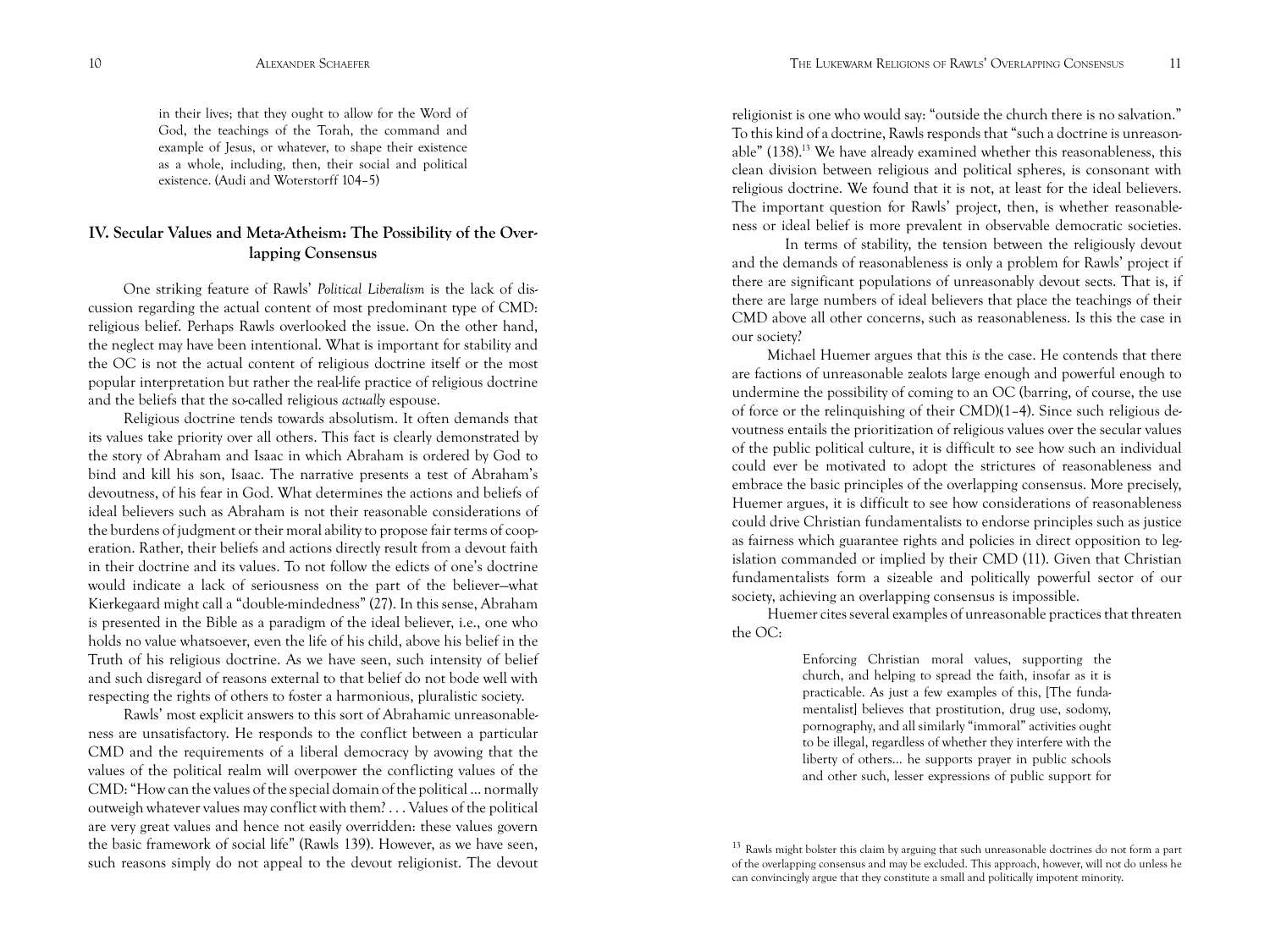> in their lives; that they ought to allow for the Word of God, the teachings of the Torah, the command and example of Jesus, or whatever, to shape their existence as a whole, including, then, their social and political existence. (Audi and Woterstorff 104–5)

## IV. Secular Values and Meta-Atheism: The Possibility of the Overlapping Consensus

One striking feature of Rawls' *Political Liberalism* is the lack of discussion regarding the actual content of most predominant type of CMD: religious belief. Perhaps Rawls overlooked the issue. On the other hand, the neglect may have been intentional. What is important for stability and the OC is not the actual content of religious doctrine itself or the most popular interpretation but rather the real-life practice of religious doctrine and the beliefs that the so-called religious *actually* espouse.

Religious doctrine tends towards absolutism. It often demands that its values take priority over all others. This fact is clearly demonstrated by the story of Abraham and Isaac in which Abraham is ordered by God to bind and kill his son, Isaac. The narrative presents a test of Abraham's devoutness, of his fear in God. What determines the actions and beliefs of ideal believers such as Abraham is not their reasonable considerations of the burdens of judgment or their moral ability to propose fair terms of cooperation. Rather, their beliefs and actions directly result from a devout faith in their doctrine and its values. To not follow the edicts of one's doctrine would indicate a lack of seriousness on the part of the believer—what Kierkegaard might call a "double-mindedness" (27). In this sense, Abraham is presented in the Bible as a paradigm of the ideal believer, i.e., one who holds no value whatsoever, even the life of his child, above his belief in the Truth of his religious doctrine. As we have seen, such intensity of belief and such disregard of reasons external to that belief do not bode well with respecting the rights of others to foster a harmonious, pluralistic society.

Rawls' most explicit answers to this sort of Abrahamic unreasonableness are unsatisfactory. He responds to the conflict between a particular CMD and the requirements of a liberal democracy by avowing that the values of the political realm will overpower the conflicting values of the CMD: "How can the values of the special domain of the political ... normally outweigh whatever values may conflict with them? . . . Values of the political are very great values and hence not easily overridden: these values govern the basic framework of social life" (Rawls 139). However, as we have seen, such reasons simply do not appeal to the devout religionist. The devout religionist is one who would say: "outside the church there is no salvation." To this kind of a doctrine, Rawls responds that "such a doctrine is unreasonable" (138).[13] We have already examined whether this reasonableness, this clean division between religious and political spheres, is consonant with religious doctrine. We found that it is not, at least for the ideal believers. The important question for Rawls' project, then, is whether reasonableness or ideal belief is more prevalent in observable democratic societies.

In terms of stability, the tension between the religiously devout and the demands of reasonableness is only a problem for Rawls' project if there are significant populations of unreasonably devout sects. That is, if there are large numbers of ideal believers that place the teachings of their CMD above all other concerns, such as reasonableness. Is this the case in our society?

Michael Huemer argues that this *is* the case. He contends that there are factions of unreasonable zealots large enough and powerful enough to undermine the possibility of coming to an OC (barring, of course, the use of force or the relinquishing of their CMD)(1–4). Since such religious devoutness entails the prioritization of religious values over the secular values of the public political culture, it is difficult to see how such an individual could ever be motivated to adopt the strictures of reasonableness and embrace the basic principles of the overlapping consensus. More precisely, Huemer argues, it is difficult to see how considerations of reasonableness could drive Christian fundamentalists to endorse principles such as justice as fairness which guarantee rights and policies in direct opposition to legislation commanded or implied by their CMD (11). Given that Christian fundamentalists form a sizeable and politically powerful sector of our society, achieving an overlapping consensus is impossible.

Huemer cites several examples of unreasonable practices that threaten the OC:

> Enforcing Christian moral values, supporting the church, and helping to spread the faith, insofar as it is practicable. As just a few examples of this, [The fundamentalist] believes that prostitution, drug use, sodomy, pornography, and all similarly "immoral" activities ought to be illegal, regardless of whether they interfere with the liberty of others... he supports prayer in public schools and other such, lesser expressions of public support for

[13] Rawls might bolster this claim by arguing that such unreasonable doctrines do not form a part of the overlapping consensus and may be excluded. This approach, however, will not do unless he can convincingly argue that they constitute a small and politically impotent minority.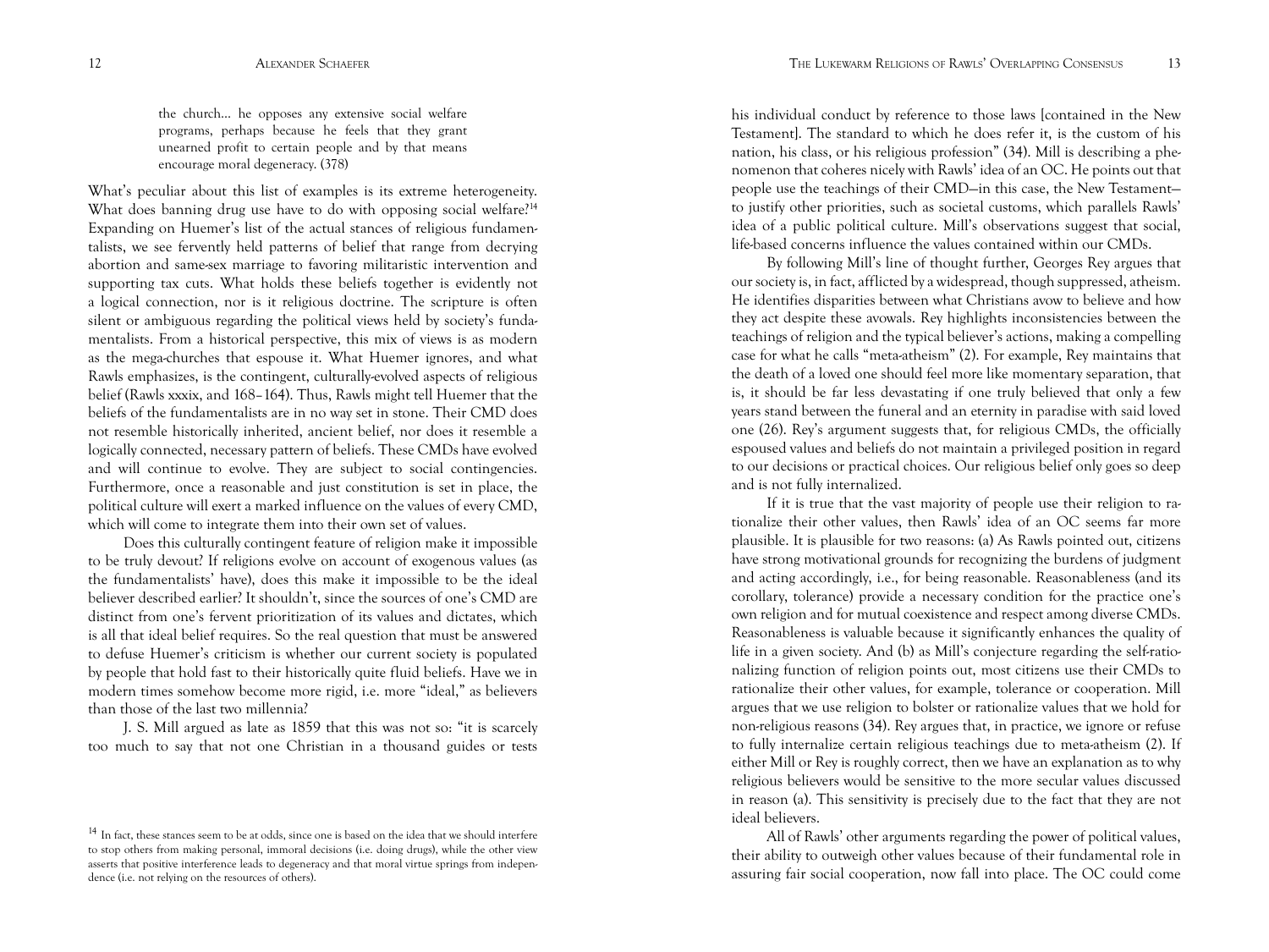> the church… he opposes any extensive social welfare programs, perhaps because he feels that they grant unearned profit to certain people and by that means encourage moral degeneracy. (378)

What's peculiar about this list of examples is its extreme heterogeneity. What does banning drug use have to do with opposing social welfare?[14] Expanding on Huemer's list of the actual stances of religious fundamentalists, we see fervently held patterns of belief that range from decrying abortion and same-sex marriage to favoring militaristic intervention and supporting tax cuts. What holds these beliefs together is evidently not a logical connection, nor is it religious doctrine. The scripture is often silent or ambiguous regarding the political views held by society's fundamentalists. From a historical perspective, this mix of views is as modern as the mega-churches that espouse it. What Huemer ignores, and what Rawls emphasizes, is the contingent, culturally-evolved aspects of religious belief (Rawls xxxix, and 168–164). Thus, Rawls might tell Huemer that the beliefs of the fundamentalists are in no way set in stone. Their CMD does not resemble historically inherited, ancient belief, nor does it resemble a logically connected, necessary pattern of beliefs. These CMDs have evolved and will continue to evolve. They are subject to social contingencies. Furthermore, once a reasonable and just constitution is set in place, the political culture will exert a marked influence on the values of every CMD, which will come to integrate them into their own set of values.

Does this culturally contingent feature of religion make it impossible to be truly devout? If religions evolve on account of exogenous values (as the fundamentalists' have), does this make it impossible to be the ideal believer described earlier? It shouldn't, since the sources of one's CMD are distinct from one's fervent prioritization of its values and dictates, which is all that ideal belief requires. So the real question that must be answered to defuse Huemer's criticism is whether our current society is populated by people that hold fast to their historically quite fluid beliefs. Have we in modern times somehow become more rigid, i.e. more "ideal," as believers than those of the last two millennia?

J. S. Mill argued as late as 1859 that this was not so: "it is scarcely too much to say that not one Christian in a thousand guides or tests his individual conduct by reference to those laws [contained in the New Testament]. The standard to which he does refer it, is the custom of his nation, his class, or his religious profession" (34). Mill is describing a phenomenon that coheres nicely with Rawls' idea of an OC. He points out that people use the teachings of their CMD—in this case, the New Testament—to justify other priorities, such as societal customs, which parallels Rawls' idea of a public political culture. Mill's observations suggest that social, life-based concerns influence the values contained within our CMDs.

By following Mill's line of thought further, Georges Rey argues that our society is, in fact, afflicted by a widespread, though suppressed, atheism. He identifies disparities between what Christians avow to believe and how they act despite these avowals. Rey highlights inconsistencies between the teachings of religion and the typical believer's actions, making a compelling case for what he calls "meta-atheism" (2). For example, Rey maintains that the death of a loved one should feel more like momentary separation, that is, it should be far less devastating if one truly believed that only a few years stand between the funeral and an eternity in paradise with said loved one (26). Rey's argument suggests that, for religious CMDs, the officially espoused values and beliefs do not maintain a privileged position in regard to our decisions or practical choices. Our religious belief only goes so deep and is not fully internalized.

If it is true that the vast majority of people use their religion to rationalize their other values, then Rawls' idea of an OC seems far more plausible. It is plausible for two reasons: (a) As Rawls pointed out, citizens have strong motivational grounds for recognizing the burdens of judgment and acting accordingly, i.e., for being reasonable. Reasonableness (and its corollary, tolerance) provide a necessary condition for the practice one's own religion and for mutual coexistence and respect among diverse CMDs. Reasonableness is valuable because it significantly enhances the quality of life in a given society. And (b) as Mill's conjecture regarding the self-rationalizing function of religion points out, most citizens use their CMDs to rationalize their other values, for example, tolerance or cooperation. Mill argues that we use religion to bolster or rationalize values that we hold for non-religious reasons (34). Rey argues that, in practice, we ignore or refuse to fully internalize certain religious teachings due to meta-atheism (2). If either Mill or Rey is roughly correct, then we have an explanation as to why religious believers would be sensitive to the more secular values discussed in reason (a). This sensitivity is precisely due to the fact that they are not ideal believers.

All of Rawls' other arguments regarding the power of political values, their ability to outweigh other values because of their fundamental role in assuring fair social cooperation, now fall into place. The OC could come

---

[14] In fact, these stances seem to be at odds, since one is based on the idea that we should interfere to stop others from making personal, immoral decisions (i.e. doing drugs), while the other view asserts that positive interference leads to degeneracy and that moral virtue springs from independence (i.e. not relying on the resources of others).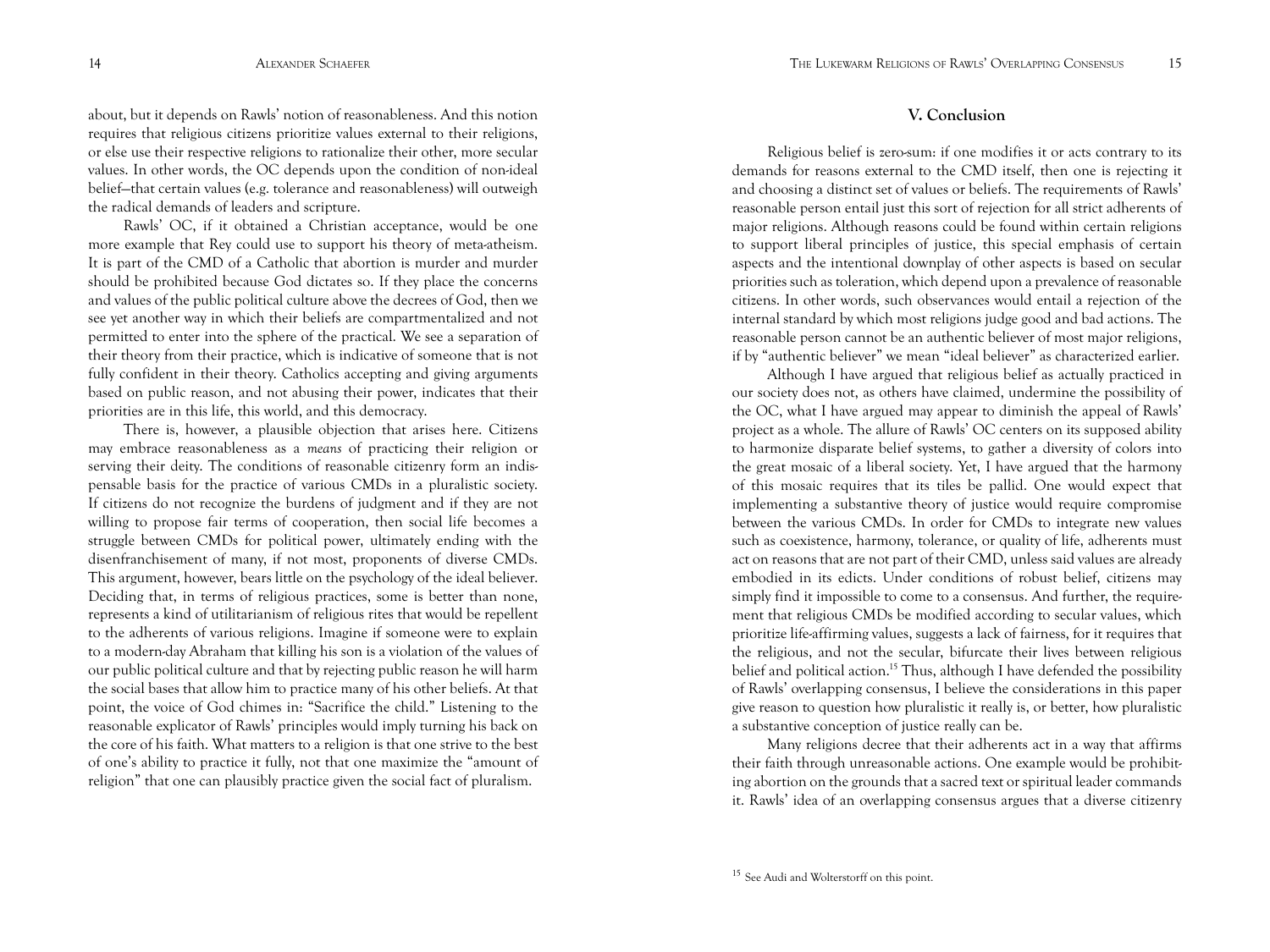about, but it depends on Rawls' notion of reasonableness. And this notion requires that religious citizens prioritize values external to their religions, or else use their respective religions to rationalize their other, more secular values. In other words, the OC depends upon the condition of non-ideal belief—that certain values (e.g. tolerance and reasonableness) will outweigh the radical demands of leaders and scripture.

Rawls' OC, if it obtained a Christian acceptance, would be one more example that Rey could use to support his theory of meta-atheism. It is part of the CMD of a Catholic that abortion is murder and murder should be prohibited because God dictates so. If they place the concerns and values of the public political culture above the decrees of God, then we see yet another way in which their beliefs are compartmentalized and not permitted to enter into the sphere of the practical. We see a separation of their theory from their practice, which is indicative of someone that is not fully confident in their theory. Catholics accepting and giving arguments based on public reason, and not abusing their power, indicates that their priorities are in this life, this world, and this democracy.

There is, however, a plausible objection that arises here. Citizens may embrace reasonableness as a *means* of practicing their religion or serving their deity. The conditions of reasonable citizenry form an indispensable basis for the practice of various CMDs in a pluralistic society. If citizens do not recognize the burdens of judgment and if they are not willing to propose fair terms of cooperation, then social life becomes a struggle between CMDs for political power, ultimately ending with the disenfranchisement of many, if not most, proponents of diverse CMDs. This argument, however, bears little on the psychology of the ideal believer. Deciding that, in terms of religious practices, some is better than none, represents a kind of utilitarianism of religious rites that would be repellent to the adherents of various religions. Imagine if someone were to explain to a modern-day Abraham that killing his son is a violation of the values of our public political culture and that by rejecting public reason he will harm the social bases that allow him to practice many of his other beliefs. At that point, the voice of God chimes in: "Sacrifice the child." Listening to the reasonable explicator of Rawls' principles would imply turning his back on the core of his faith. What matters to a religion is that one strive to the best of one's ability to practice it fully, not that one maximize the "amount of religion" that one can plausibly practice given the social fact of pluralism.

## V. Conclusion

Religious belief is zero-sum: if one modifies it or acts contrary to its demands for reasons external to the CMD itself, then one is rejecting it and choosing a distinct set of values or beliefs. The requirements of Rawls' reasonable person entail just this sort of rejection for all strict adherents of major religions. Although reasons could be found within certain religions to support liberal principles of justice, this special emphasis of certain aspects and the intentional downplay of other aspects is based on secular priorities such as toleration, which depend upon a prevalence of reasonable citizens. In other words, such observances would entail a rejection of the internal standard by which most religions judge good and bad actions. The reasonable person cannot be an authentic believer of most major religions, if by "authentic believer" we mean "ideal believer" as characterized earlier.

Although I have argued that religious belief as actually practiced in our society does not, as others have claimed, undermine the possibility of the OC, what I have argued may appear to diminish the appeal of Rawls' project as a whole. The allure of Rawls' OC centers on its supposed ability to harmonize disparate belief systems, to gather a diversity of colors into the great mosaic of a liberal society. Yet, I have argued that the harmony of this mosaic requires that its tiles be pallid. One would expect that implementing a substantive theory of justice would require compromise between the various CMDs. In order for CMDs to integrate new values such as coexistence, harmony, tolerance, or quality of life, adherents must act on reasons that are not part of their CMD, unless said values are already embodied in its edicts. Under conditions of robust belief, citizens may simply find it impossible to come to a consensus. And further, the requirement that religious CMDs be modified according to secular values, which prioritize life-affirming values, suggests a lack of fairness, for it requires that the religious, and not the secular, bifurcate their lives between religious belief and political action.[15] Thus, although I have defended the possibility of Rawls' overlapping consensus, I believe the considerations in this paper give reason to question how pluralistic it really is, or better, how pluralistic a substantive conception of justice really can be.

Many religions decree that their adherents act in a way that affirms their faith through unreasonable actions. One example would be prohibiting abortion on the grounds that a sacred text or spiritual leader commands it. Rawls' idea of an overlapping consensus argues that a diverse citizenry

[15] See Audi and Wolterstorff on this point.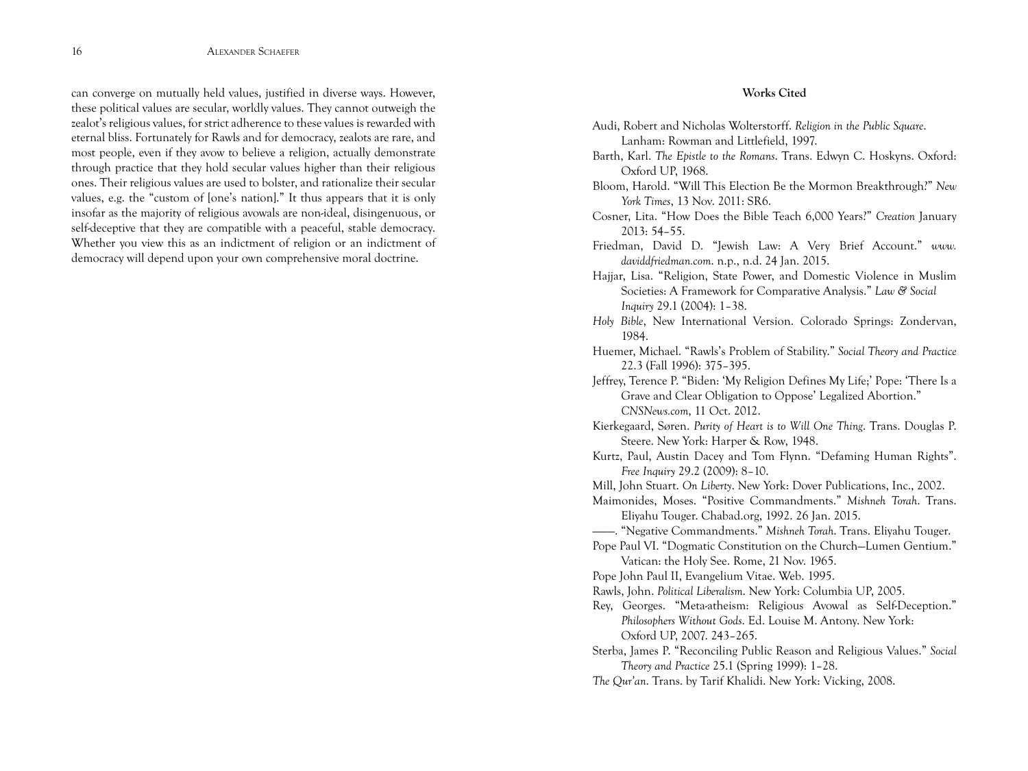can converge on mutually held values, justified in diverse ways. However, these political values are secular, worldly values. They cannot outweigh the zealot's religious values, for strict adherence to these values is rewarded with eternal bliss. Fortunately for Rawls and for democracy, zealots are rare, and most people, even if they avow to believe a religion, actually demonstrate through practice that they hold secular values higher than their religious ones. Their religious values are used to bolster, and rationalize their secular values, e.g. the "custom of [one's nation]." It thus appears that it is only insofar as the majority of religious avowals are non-ideal, disingenuous, or self-deceptive that they are compatible with a peaceful, stable democracy. Whether you view this as an indictment of religion or an indictment of democracy will depend upon your own comprehensive moral doctrine.

## Works Cited

Audi, Robert and Nicholas Wolterstorff. *Religion in the Public Square*. Lanham: Rowman and Littlefield, 1997.

Barth, Karl. *The Epistle to the Romans*. Trans. Edwyn C. Hoskyns. Oxford: Oxford UP, 1968.

Bloom, Harold. "Will This Election Be the Mormon Breakthrough?" *New York Times*, 13 Nov. 2011: SR6.

Cosner, Lita. "How Does the Bible Teach 6,000 Years?" *Creation* January 2013: 54–55.

Friedman, David D. "Jewish Law: A Very Brief Account." *www.daviddfriedman.com*. n.p., n.d. 24 Jan. 2015.

Hajjar, Lisa. "Religion, State Power, and Domestic Violence in Muslim Societies: A Framework for Comparative Analysis." *Law & Social Inquiry* 29.1 (2004): 1–38.

*Holy Bible*, New International Version. Colorado Springs: Zondervan, 1984.

Huemer, Michael. "Rawls's Problem of Stability." *Social Theory and Practice* 22.3 (Fall 1996): 375–395.

Jeffrey, Terence P. "Biden: 'My Religion Defines My Life;' Pope: 'There Is a Grave and Clear Obligation to Oppose' Legalized Abortion." *CNSNews.com*, 11 Oct. 2012.

Kierkegaard, Søren. *Purity of Heart is to Will One Thing*. Trans. Douglas P. Steere. New York: Harper & Row, 1948.

Kurtz, Paul, Austin Dacey and Tom Flynn. "Defaming Human Rights". *Free Inquiry* 29.2 (2009): 8–10.

Mill, John Stuart. *On Liberty*. New York: Dover Publications, Inc., 2002.

Maimonides, Moses. "Positive Commandments." *Mishneh Torah*. Trans. Eliyahu Touger. Chabad.org, 1992. 26 Jan. 2015.

——. "Negative Commandments." *Mishneh Torah*. Trans. Eliyahu Touger.

Pope Paul VI. "Dogmatic Constitution on the Church—Lumen Gentium." Vatican: the Holy See. Rome, 21 Nov. 1965.

Pope John Paul II, Evangelium Vitae. Web. 1995.

Rawls, John. *Political Liberalism*. New York: Columbia UP, 2005.

Rey, Georges. "Meta-atheism: Religious Avowal as Self-Deception." *Philosophers Without Gods*. Ed. Louise M. Antony. New York: Oxford UP, 2007. 243–265.

Sterba, James P. "Reconciling Public Reason and Religious Values." *Social Theory and Practice* 25.1 (Spring 1999): 1–28.

*The Qur'an*. Trans. by Tarif Khalidi. New York: Vicking, 2008.